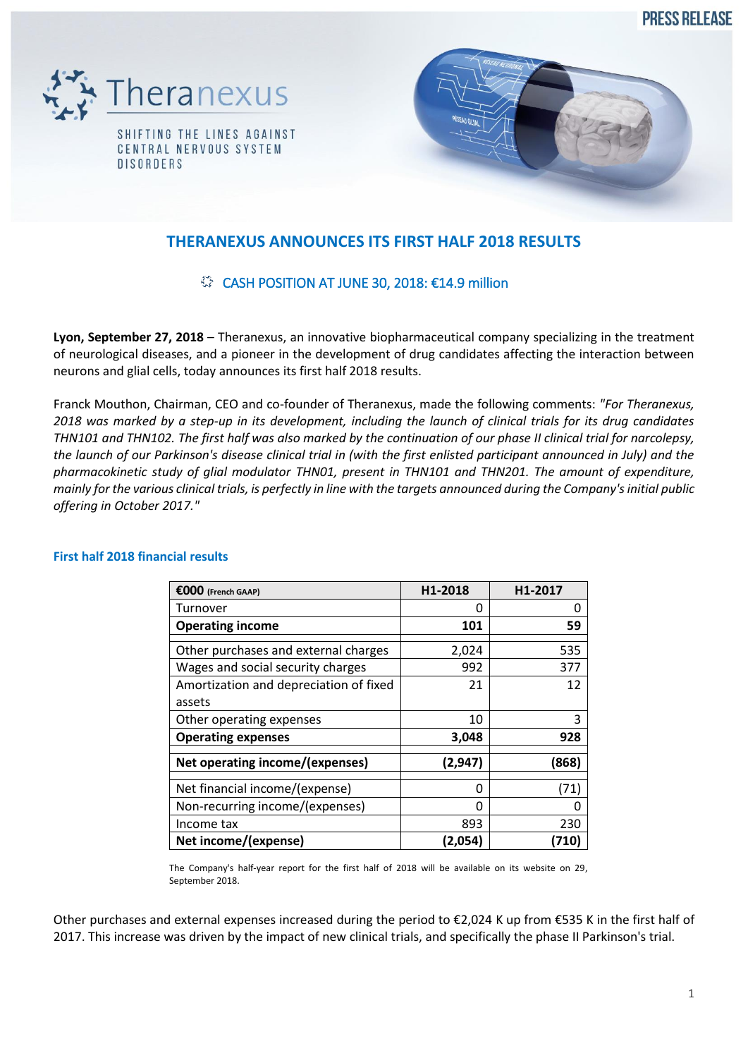PRESS RELEASE

Theranexus

SHIFTING THE LINES AGAINST CENTRAL NERVOUS SYSTEM DISORDERS

# THERANEXUS ANNOUNCES ITS FIRST HALF 2018 RESULTS

## CASH POSITION AT JUNE 30, 2018: €14.9 million

**Lyon, September 27, 2018** – Theranexus, an innovative biopharmaceutical company specializing in the treatment of neurological diseases, and a pioneer in the development of drug candidates affecting the interaction between neurons and glial cells, today announces its first half 2018 results.

Franck Mouthon, Chairman, CEO and co-founder of Theranexus, made the following comments: *"For Theranexus, 2018 was marked by a step-up in its development, including the launch of clinical trials for its drug candidates THN101 and THN102. The first half was also marked by the continuation of our phase II clinical trial for narcolepsy, the launch of our Parkinson's disease clinical trial in (with the first enlisted participant announced in July) and the pharmacokinetic study of glial modulator THN01, present in THN101 and THN201. The amount of expenditure, mainly for the various clinical trials, is perfectly in line with the targets announced during the Company's initial public offering in October 2017."*

### First half 2018 financial results

| **€000** (French GAAP) | H1-2018 | H1-2017 |
|---|---|---|
| Turnover | 0 | 0 |
| **Operating income** | **101** | **59** |
| Other purchases and external charges | 2,024 | 535 |
| Wages and social security charges | 992 | 377 |
| Amortization and depreciation of fixed assets | 21 | 12 |
| Other operating expenses | 10 | 3 |
| **Operating expenses** | **3,048** | **928** |
| **Net operating income/(expenses)** | **(2,947)** | **(868)** |
| Net financial income/(expense) | 0 | (71) |
| Non-recurring income/(expenses) | 0 | 0 |
| Income tax | 893 | 230 |
| **Net income/(expense)** | **(2,054)** | **(710)** |

The Company's half-year report for the first half of 2018 will be available on its website on 29, September 2018.

Other purchases and external expenses increased during the period to €2,024 K up from €535 K in the first half of 2017. This increase was driven by the impact of new clinical trials, and specifically the phase II Parkinson's trial.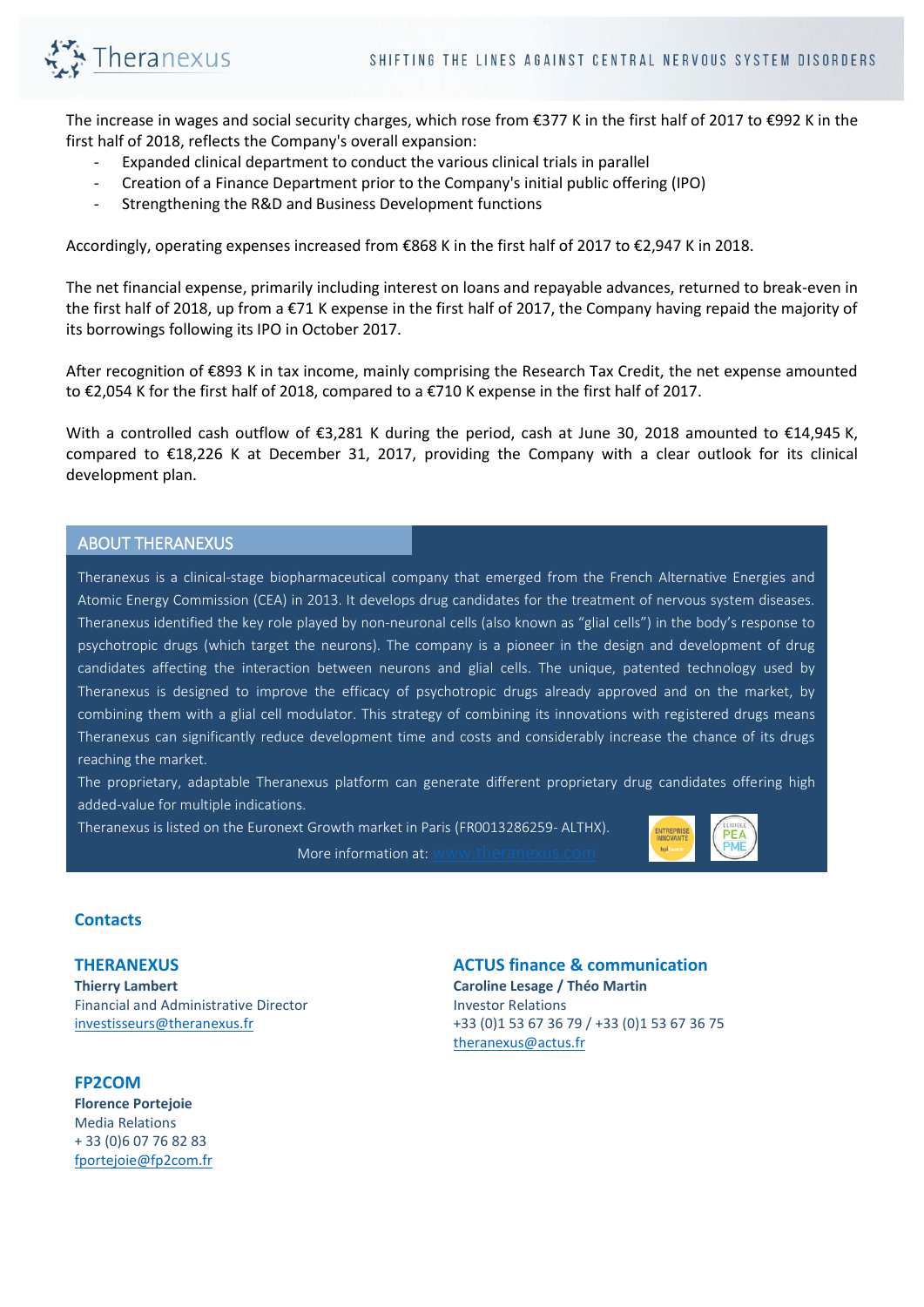The increase in wages and social security charges, which rose from €377 K in the first half of 2017 to €992 K in the first half of 2018, reflects the Company's overall expansion:

- Expanded clinical department to conduct the various clinical trials in parallel
- Creation of a Finance Department prior to the Company's initial public offering (IPO)
- Strengthening the R&D and Business Development functions

Accordingly, operating expenses increased from €868 K in the first half of 2017 to €2,947 K in 2018.

The net financial expense, primarily including interest on loans and repayable advances, returned to break-even in the first half of 2018, up from a €71 K expense in the first half of 2017, the Company having repaid the majority of its borrowings following its IPO in October 2017.

After recognition of €893 K in tax income, mainly comprising the Research Tax Credit, the net expense amounted to €2,054 K for the first half of 2018, compared to a €710 K expense in the first half of 2017.

With a controlled cash outflow of €3,281 K during the period, cash at June 30, 2018 amounted to €14,945 K, compared to €18,226 K at December 31, 2017, providing the Company with a clear outlook for its clinical development plan.

## ABOUT THERANEXUS

Theranexus is a clinical-stage biopharmaceutical company that emerged from the French Alternative Energies and Atomic Energy Commission (CEA) in 2013. It develops drug candidates for the treatment of nervous system diseases. Theranexus identified the key role played by non-neuronal cells (also known as "glial cells") in the body's response to psychotropic drugs (which target the neurons). The company is a pioneer in the design and development of drug candidates affecting the interaction between neurons and glial cells. The unique, patented technology used by Theranexus is designed to improve the efficacy of psychotropic drugs already approved and on the market, by combining them with a glial cell modulator. This strategy of combining its innovations with registered drugs means Theranexus can significantly reduce development time and costs and considerably increase the chance of its drugs reaching the market.

The proprietary, adaptable Theranexus platform can generate different proprietary drug candidates offering high added-value for multiple indications.

Theranexus is listed on the Euronext Growth market in Paris (FR0013286259- ALTHX).

More information at: www.theranexus.com

## Contacts

### THERANEXUS

**Thierry Lambert**
Financial and Administrative Director
investisseurs@theranexus.fr

### ACTUS finance & communication

**Caroline Lesage / Théo Martin**
Investor Relations
+33 (0)1 53 67 36 79 / +33 (0)1 53 67 36 75
theranexus@actus.fr

### FP2COM

**Florence Portejoie**
Media Relations
+ 33 (0)6 07 76 82 83
fportejoie@fp2com.fr